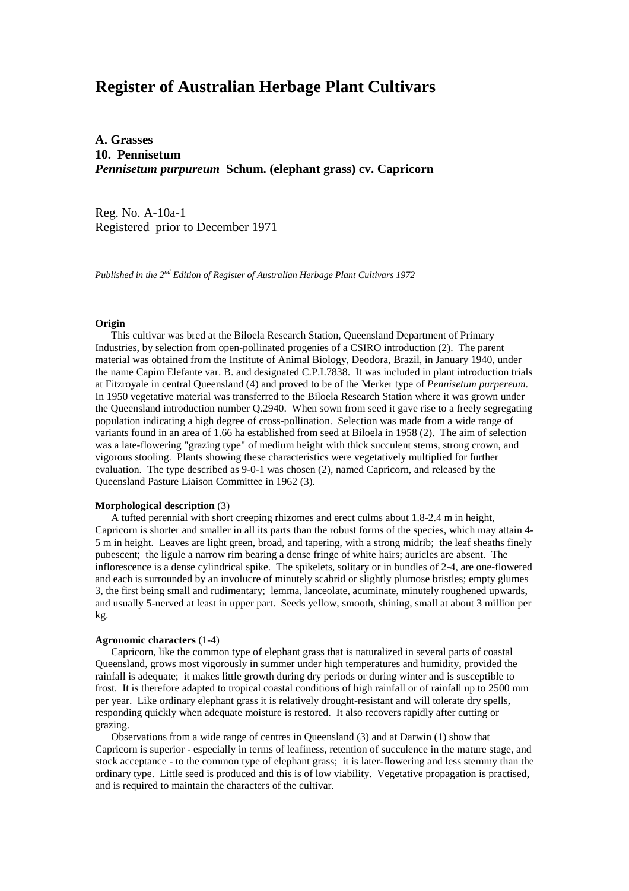# Register of Australian Herbage Plant Cultivars

**A. Grasses**
**10. Pennisetum**
***Pennisetum purpureum* Schum. (elephant grass) cv. Capricorn**

Reg. No. A-10a-1
Registered prior to December 1971

*Published in the 2nd Edition of Register of Australian Herbage Plant Cultivars 1972*

**Origin**

This cultivar was bred at the Biloela Research Station, Queensland Department of Primary Industries, by selection from open-pollinated progenies of a CSIRO introduction (2). The parent material was obtained from the Institute of Animal Biology, Deodora, Brazil, in January 1940, under the name Capim Elefante var. B. and designated C.P.I.7838. It was included in plant introduction trials at Fitzroyale in central Queensland (4) and proved to be of the Merker type of *Pennisetum purpereum*. In 1950 vegetative material was transferred to the Biloela Research Station where it was grown under the Queensland introduction number Q.2940. When sown from seed it gave rise to a freely segregating population indicating a high degree of cross-pollination. Selection was made from a wide range of variants found in an area of 1.66 ha established from seed at Biloela in 1958 (2). The aim of selection was a late-flowering "grazing type" of medium height with thick succulent stems, strong crown, and vigorous stooling. Plants showing these characteristics were vegetatively multiplied for further evaluation. The type described as 9-0-1 was chosen (2), named Capricorn, and released by the Queensland Pasture Liaison Committee in 1962 (3).

**Morphological description** (3)

A tufted perennial with short creeping rhizomes and erect culms about 1.8-2.4 m in height, Capricorn is shorter and smaller in all its parts than the robust forms of the species, which may attain 4-5 m in height. Leaves are light green, broad, and tapering, with a strong midrib; the leaf sheaths finely pubescent; the ligule a narrow rim bearing a dense fringe of white hairs; auricles are absent. The inflorescence is a dense cylindrical spike. The spikelets, solitary or in bundles of 2-4, are one-flowered and each is surrounded by an involucre of minutely scabrid or slightly plumose bristles; empty glumes 3, the first being small and rudimentary; lemma, lanceolate, acuminate, minutely roughened upwards, and usually 5-nerved at least in upper part. Seeds yellow, smooth, shining, small at about 3 million per kg.

**Agronomic characters** (1-4)

Capricorn, like the common type of elephant grass that is naturalized in several parts of coastal Queensland, grows most vigorously in summer under high temperatures and humidity, provided the rainfall is adequate; it makes little growth during dry periods or during winter and is susceptible to frost. It is therefore adapted to tropical coastal conditions of high rainfall or of rainfall up to 2500 mm per year. Like ordinary elephant grass it is relatively drought-resistant and will tolerate dry spells, responding quickly when adequate moisture is restored. It also recovers rapidly after cutting or grazing.

Observations from a wide range of centres in Queensland (3) and at Darwin (1) show that Capricorn is superior - especially in terms of leafiness, retention of succulence in the mature stage, and stock acceptance - to the common type of elephant grass; it is later-flowering and less stemmy than the ordinary type. Little seed is produced and this is of low viability. Vegetative propagation is practised, and is required to maintain the characters of the cultivar.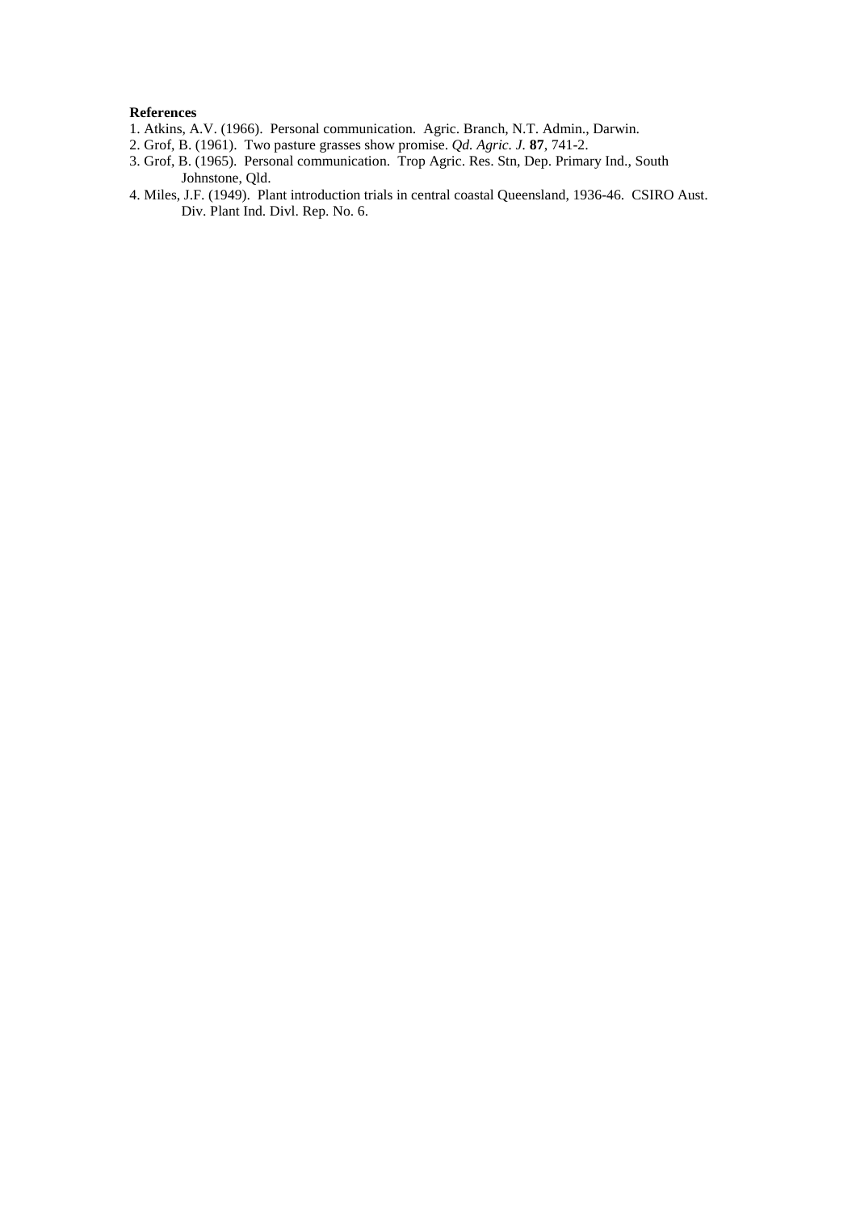**References**

1. Atkins, A.V. (1966). Personal communication. Agric. Branch, N.T. Admin., Darwin.
2. Grof, B. (1961). Two pasture grasses show promise. *Qd. Agric. J.* **87**, 741-2.
3. Grof, B. (1965). Personal communication. Trop Agric. Res. Stn, Dep. Primary Ind., South Johnstone, Qld.
4. Miles, J.F. (1949). Plant introduction trials in central coastal Queensland, 1936-46. CSIRO Aust. Div. Plant Ind. Divl. Rep. No. 6.